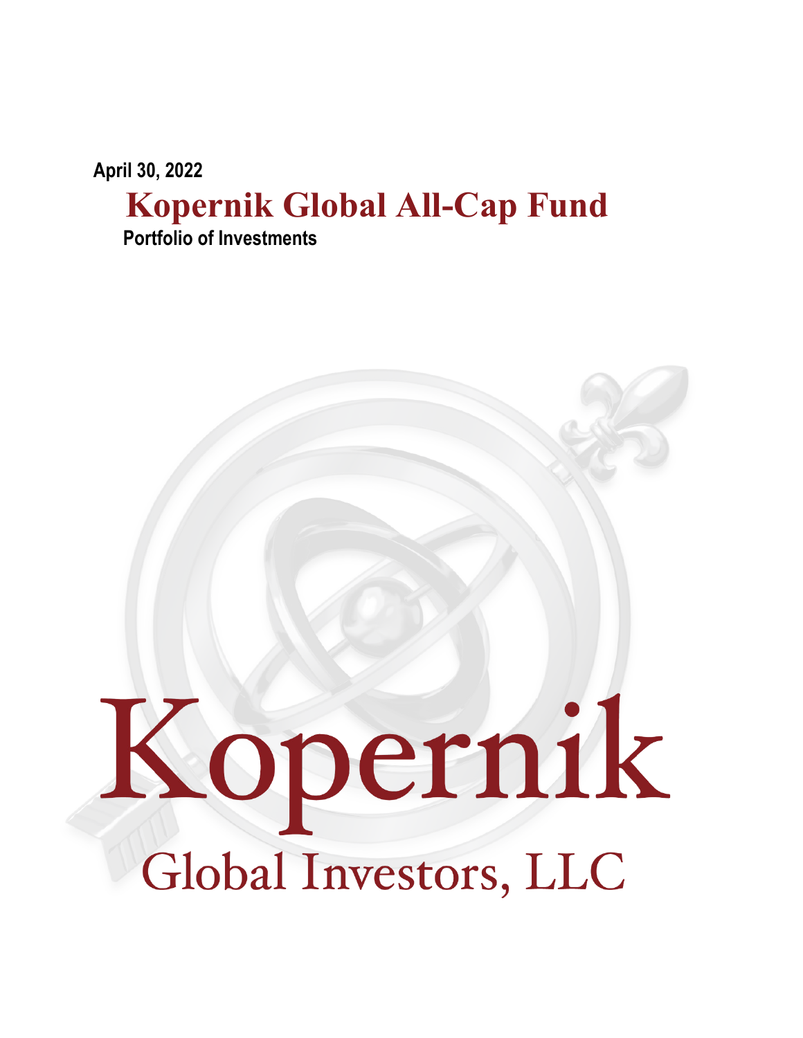**April 30, 2022**

# Kopernik Global All-Cap Fund

**Portfolio of Investments**

Kopernik

Global Investors, LLC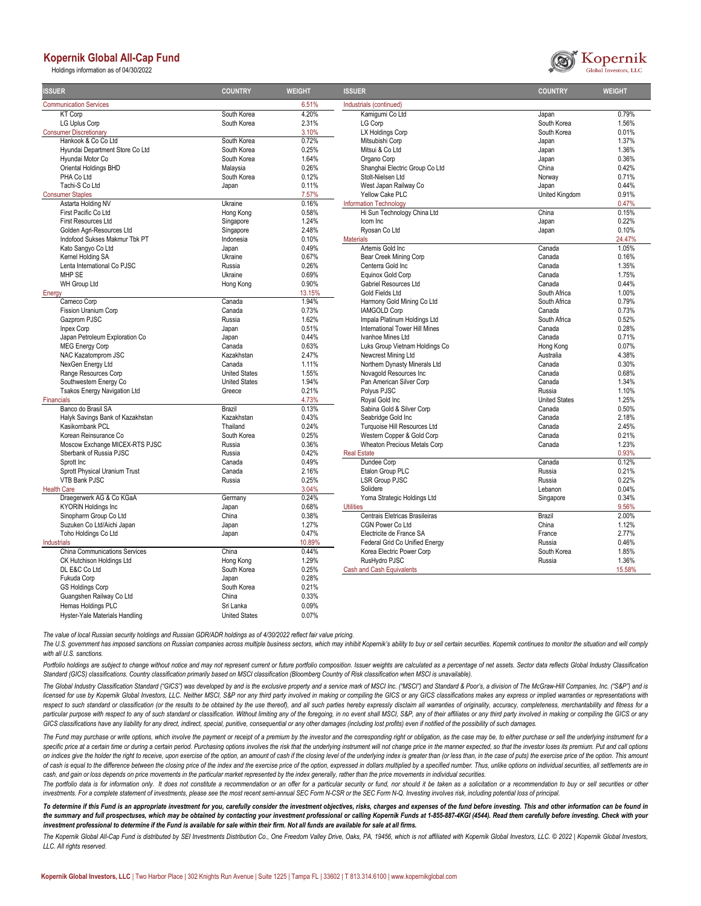## Kopernik Global All-Cap Fund

Holdings information as of 04/30/2022

| ISSUER | COUNTRY | WEIGHT |
|---|---|---|
| Communication Services | | 6.51% |
| KT Corp | South Korea | 4.20% |
| LG Uplus Corp | South Korea | 2.31% |
| Consumer Discretionary | | 3.10% |
| Hankook & Co Co Ltd | South Korea | 0.72% |
| Hyundai Department Store Co Ltd | South Korea | 0.25% |
| Hyundai Motor Co | South Korea | 1.64% |
| Oriental Holdings BHD | Malaysia | 0.26% |
| PHA Co Ltd | South Korea | 0.12% |
| Tachi-S Co Ltd | Japan | 0.11% |
| Consumer Staples | | 7.57% |
| Astarta Holding NV | Ukraine | 0.16% |
| First Pacific Co Ltd | Hong Kong | 0.58% |
| First Resources Ltd | Singapore | 1.24% |
| Golden Agri-Resources Ltd | Singapore | 2.48% |
| Indofood Sukses Makmur Tbk PT | Indonesia | 0.10% |
| Kato Sangyo Co Ltd | Japan | 0.49% |
| Kernel Holding SA | Ukraine | 0.67% |
| Lenta International Co PJSC | Russia | 0.26% |
| MHP SE | Ukraine | 0.69% |
| WH Group Ltd | Hong Kong | 0.90% |
| Energy | | 13.15% |
| Cameco Corp | Canada | 1.94% |
| Fission Uranium Corp | Canada | 0.73% |
| Gazprom PJSC | Russia | 1.62% |
| Inpex Corp | Japan | 0.51% |
| Japan Petroleum Exploration Co | Japan | 0.44% |
| MEG Energy Corp | Canada | 0.63% |
| NAC Kazatomprom JSC | Kazakhstan | 2.47% |
| NexGen Energy Ltd | Canada | 1.11% |
| Range Resources Corp | United States | 1.55% |
| Southwestern Energy Co | United States | 1.94% |
| Tsakos Energy Navigation Ltd | Greece | 0.21% |
| Financials | | 4.73% |
| Banco do Brasil SA | Brazil | 0.13% |
| Halyk Savings Bank of Kazakhstan | Kazakhstan | 0.43% |
| Kasikornbank PCL | Thailand | 0.24% |
| Korean Reinsurance Co | South Korea | 0.25% |
| Moscow Exchange MICEX-RTS PJSC | Russia | 0.36% |
| Sberbank of Russia PJSC | Russia | 0.42% |
| Sprott Inc | Canada | 0.49% |
| Sprott Physical Uranium Trust | Canada | 2.16% |
| VTB Bank PJSC | Russia | 0.25% |
| Health Care | | 3.04% |
| Draegerwerk AG & Co KGaA | Germany | 0.24% |
| KYORIN Holdings Inc | Japan | 0.68% |
| Sinopharm Group Co Ltd | China | 0.38% |
| Suzuken Co Ltd/Aichi Japan | Japan | 1.27% |
| Toho Holdings Co Ltd | Japan | 0.47% |
| Industrials | | 10.89% |
| China Communications Services | China | 0.44% |
| CK Hutchison Holdings Ltd | Hong Kong | 1.29% |
| DL E&C Co Ltd | South Korea | 0.25% |
| Fukuda Corp | Japan | 0.28% |
| GS Holdings Corp | South Korea | 0.21% |
| Guangshen Railway Co Ltd | China | 0.33% |
| Hemas Holdings PLC | Sri Lanka | 0.09% |
| Hyster-Yale Materials Handling | United States | 0.07% |
| Industrials (continued) | | |
| Kamigumi Co Ltd | Japan | 0.79% |
| LG Corp | South Korea | 1.56% |
| LX Holdings Corp | South Korea | 0.01% |
| Mitsubishi Corp | Japan | 1.37% |
| Mitsui & Co Ltd | Japan | 1.36% |
| Organo Corp | Japan | 0.36% |
| Shanghai Electric Group Co Ltd | China | 0.42% |
| Stolt-Nielsen Ltd | Norway | 0.71% |
| West Japan Railway Co | Japan | 0.44% |
| Yellow Cake PLC | United Kingdom | 0.91% |
| Information Technology | | 0.47% |
| Hi Sun Technology China Ltd | China | 0.15% |
| Icom Inc | Japan | 0.22% |
| Ryosan Co Ltd | Japan | 0.10% |
| Materials | | 24.47% |
| Artemis Gold Inc | Canada | 1.05% |
| Bear Creek Mining Corp | Canada | 0.16% |
| Centerra Gold Inc | Canada | 1.35% |
| Equinox Gold Corp | Canada | 1.75% |
| Gabriel Resources Ltd | Canada | 0.44% |
| Gold Fields Ltd | South Africa | 1.00% |
| Harmony Gold Mining Co Ltd | South Africa | 0.79% |
| IAMGOLD Corp | Canada | 0.73% |
| Impala Platinum Holdings Ltd | South Africa | 0.52% |
| International Tower Hill Mines | Canada | 0.28% |
| Ivanhoe Mines Ltd | Canada | 0.71% |
| Luks Group Vietnam Holdings Co | Hong Kong | 0.07% |
| Newcrest Mining Ltd | Australia | 4.38% |
| Northern Dynasty Minerals Ltd | Canada | 0.30% |
| Novagold Resources Inc | Canada | 0.68% |
| Pan American Silver Corp | Canada | 1.34% |
| Polyus PJSC | Russia | 1.10% |
| Royal Gold Inc | United States | 1.25% |
| Sabina Gold & Silver Corp | Canada | 0.50% |
| Seabridge Gold Inc | Canada | 2.18% |
| Turquoise Hill Resources Ltd | Canada | 2.45% |
| Western Copper & Gold Corp | Canada | 0.21% |
| Wheaton Precious Metals Corp | Canada | 1.23% |
| Real Estate | | 0.93% |
| Dundee Corp | Canada | 0.12% |
| Etalon Group PLC | Russia | 0.21% |
| LSR Group PJSC | Russia | 0.22% |
| Solidere | Lebanon | 0.04% |
| Yoma Strategic Holdings Ltd | Singapore | 0.34% |
| Utilities | | 9.56% |
| Centrais Eletricas Brasileiras | Brazil | 2.00% |
| CGN Power Co Ltd | China | 1.12% |
| Electricite de France SA | France | 2.77% |
| Federal Grid Co Unified Energy | Russia | 0.46% |
| Korea Electric Power Corp | South Korea | 1.85% |
| RusHydro PJSC | Russia | 1.36% |
| Cash and Cash Equivalents | | 15.58% |

*The value of local Russian security holdings and Russian GDR/ADR holdings as of 4/30/2022 reflect fair value pricing.*

*The U.S. government has imposed sanctions on Russian companies across multiple business sectors, which may inhibit Kopernik's ability to buy or sell certain securities. Kopernik continues to monitor the situation and will comply with all U.S. sanctions.*

*Portfolio holdings are subject to change without notice and may not represent current or future portfolio composition. Issuer weights are calculated as a percentage of net assets. Sector data reflects Global Industry Classification Standard (GICS) classifications. Country classification primarily based on MSCI classification (Bloomberg Country of Risk classification when MSCI is unavailable).*

*The Global Industry Classification Standard ("GICS") was developed by and is the exclusive property and a service mark of MSCI Inc. ("MSCI") and Standard & Poor's, a division of The McGraw-Hill Companies, Inc. ("S&P") and is licensed for use by Kopernik Global Investors, LLC. Neither MSCI, S&P nor any third party involved in making or compiling the GICS or any GICS classifications makes any express or implied warranties or representations with respect to such standard or classification (or the results to be obtained by the use thereof), and all such parties hereby expressly disclaim all warranties of originality, accuracy, completeness, merchantability and fitness for a particular purpose with respect to any of such standard or classification. Without limiting any of the foregoing, in no event shall MSCI, S&P, any of their affiliates or any third party involved in making or compiling the GICS or any GICS classifications have any liability for any direct, indirect, special, punitive, consequential or any other damages (including lost profits) even if notified of the possibility of such damages.*

*The Fund may purchase or write options, which involve the payment or receipt of a premium by the investor and the corresponding right or obligation, as the case may be, to either purchase or sell the underlying instrument for a specific price at a certain time or during a certain period. Purchasing options involves the risk that the underlying instrument will not change price in the manner expected, so that the investor loses its premium. Put and call options on indices give the holder the right to receive, upon exercise of the option, an amount of cash if the closing level of the underlying index is greater than (or less than, in the case of puts) the exercise price of the option. This amount of cash is equal to the difference between the closing price of the index and the exercise price of the option, expressed in dollars multiplied by a specified number. Thus, unlike options on individual securities, all settlements are in cash, and gain or loss depends on price movements in the particular market represented by the index generally, rather than the price movements in individual securities.*

*The portfolio data is for information only. It does not constitute a recommendation or an offer for a particular security or fund, nor should it be taken as a solicitation or a recommendation to buy or sell securities or other investments. For a complete statement of investments, please see the most recent semi-annual SEC Form N-CSR or the SEC Form N-Q. Investing involves risk, including potential loss of principal.*

***To determine if this Fund is an appropriate investment for you, carefully consider the investment objectives, risks, charges and expenses of the fund before investing. This and other information can be found in the summary and full prospectuses, which may be obtained by contacting your investment professional or calling Kopernik Funds at 1-855-887-4KGI (4544). Read them carefully before investing. Check with your investment professional to determine if the Fund is available for sale within their firm. Not all funds are available for sale at all firms.***

*The Kopernik Global All-Cap Fund is distributed by SEI Investments Distribution Co., One Freedom Valley Drive, Oaks, PA, 19456, which is not affiliated with Kopernik Global Investors, LLC. © 2022 | Kopernik Global Investors, LLC. All rights reserved.*

**Kopernik Global Investors, LLC** | Two Harbor Place | 302 Knights Run Avenue | Suite 1225 | Tampa FL | 33602 | T 813.314.6100 | www.kopernikglobal.com